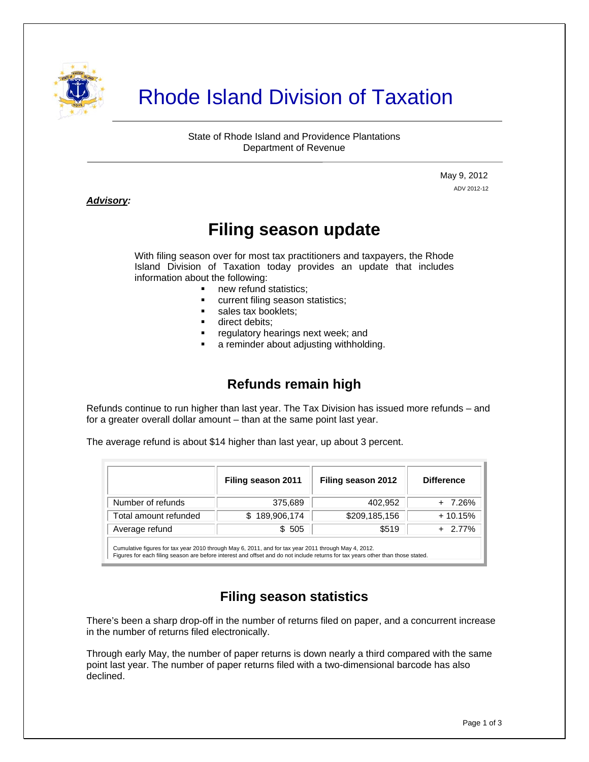# Rhode Island Division of Taxation

State of Rhode Island and Providence Plantations
Department of Revenue

May 9, 2012
ADV 2012-12

***Advisory:***

## Filing season update

With filing season over for most tax practitioners and taxpayers, the Rhode Island Division of Taxation today provides an update that includes information about the following:

- new refund statistics;
- current filing season statistics;
- sales tax booklets;
- direct debits;
- regulatory hearings next week; and
- a reminder about adjusting withholding.

### Refunds remain high

Refunds continue to run higher than last year. The Tax Division has issued more refunds – and for a greater overall dollar amount – than at the same point last year.

The average refund is about $14 higher than last year, up about 3 percent.

| | Filing season 2011 | Filing season 2012 | Difference |
|---|---|---|---|
| Number of refunds | 375,689 | 402,952 | + 7.26% |
| Total amount refunded | $ 189,906,174 | $209,185,156 | + 10.15% |
| Average refund | $ 505 | $519 | + 2.77% |

Cumulative figures for tax year 2010 through May 6, 2011, and for tax year 2011 through May 4, 2012.
Figures for each filing season are before interest and offset and do not include returns for tax years other than those stated.

### Filing season statistics

There's been a sharp drop-off in the number of returns filed on paper, and a concurrent increase in the number of returns filed electronically.

Through early May, the number of paper returns is down nearly a third compared with the same point last year. The number of paper returns filed with a two-dimensional barcode has also declined.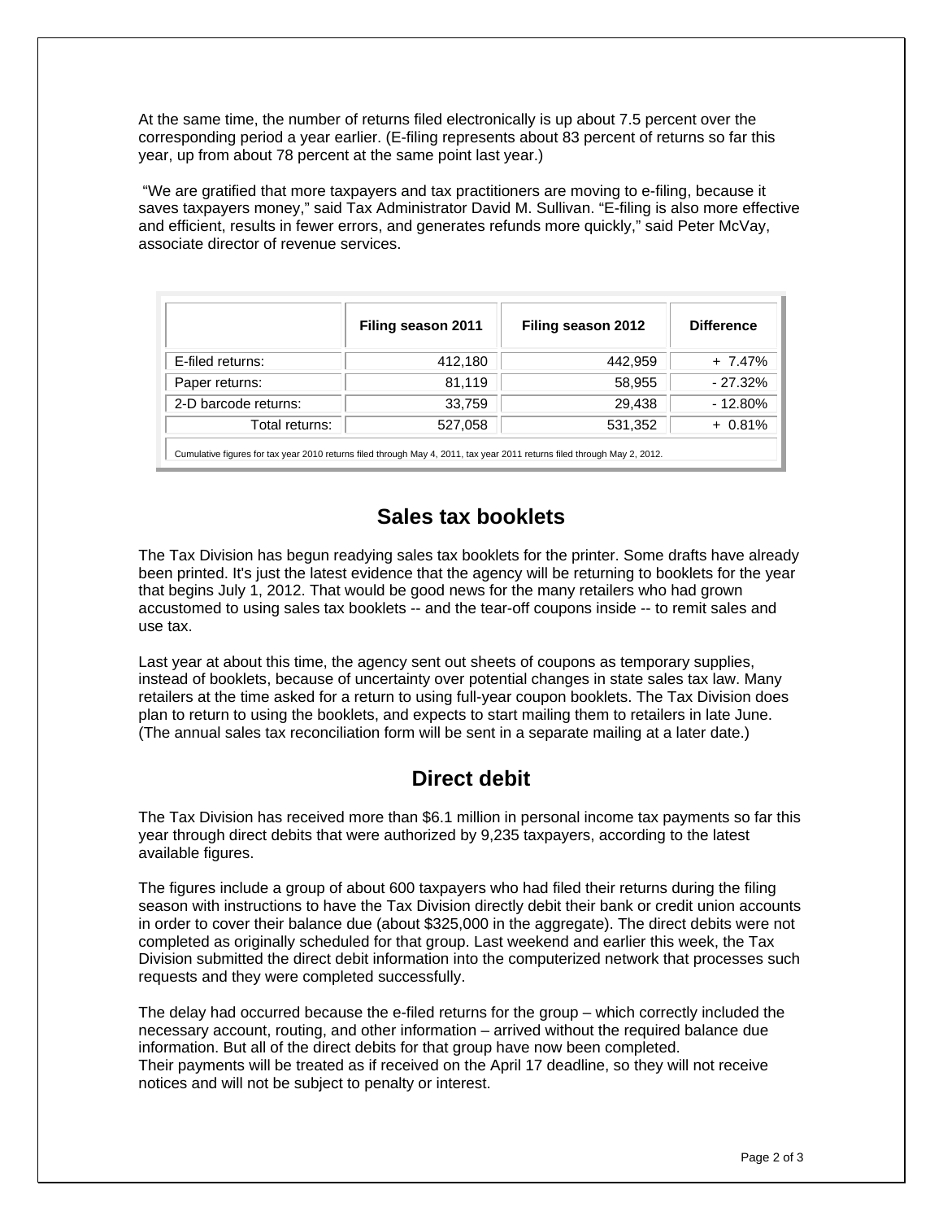At the same time, the number of returns filed electronically is up about 7.5 percent over the corresponding period a year earlier. (E-filing represents about 83 percent of returns so far this year, up from about 78 percent at the same point last year.)

"We are gratified that more taxpayers and tax practitioners are moving to e-filing, because it saves taxpayers money," said Tax Administrator David M. Sullivan. "E-filing is also more effective and efficient, results in fewer errors, and generates refunds more quickly," said Peter McVay, associate director of revenue services.

| | Filing season 2011 | Filing season 2012 | Difference |
|---|---|---|---|
| E-filed returns: | 412,180 | 442,959 | + 7.47% |
| Paper returns: | 81,119 | 58,955 | - 27.32% |
| 2-D barcode returns: | 33,759 | 29,438 | - 12.80% |
| Total returns: | 527,058 | 531,352 | + 0.81% |

Cumulative figures for tax year 2010 returns filed through May 4, 2011, tax year 2011 returns filed through May 2, 2012.

## Sales tax booklets

The Tax Division has begun readying sales tax booklets for the printer. Some drafts have already been printed. It's just the latest evidence that the agency will be returning to booklets for the year that begins July 1, 2012. That would be good news for the many retailers who had grown accustomed to using sales tax booklets -- and the tear-off coupons inside -- to remit sales and use tax.

Last year at about this time, the agency sent out sheets of coupons as temporary supplies, instead of booklets, because of uncertainty over potential changes in state sales tax law. Many retailers at the time asked for a return to using full-year coupon booklets. The Tax Division does plan to return to using the booklets, and expects to start mailing them to retailers in late June. (The annual sales tax reconciliation form will be sent in a separate mailing at a later date.)

## Direct debit

The Tax Division has received more than $6.1 million in personal income tax payments so far this year through direct debits that were authorized by 9,235 taxpayers, according to the latest available figures.

The figures include a group of about 600 taxpayers who had filed their returns during the filing season with instructions to have the Tax Division directly debit their bank or credit union accounts in order to cover their balance due (about $325,000 in the aggregate). The direct debits were not completed as originally scheduled for that group. Last weekend and earlier this week, the Tax Division submitted the direct debit information into the computerized network that processes such requests and they were completed successfully.

The delay had occurred because the e-filed returns for the group – which correctly included the necessary account, routing, and other information – arrived without the required balance due information. But all of the direct debits for that group have now been completed.
Their payments will be treated as if received on the April 17 deadline, so they will not receive notices and will not be subject to penalty or interest.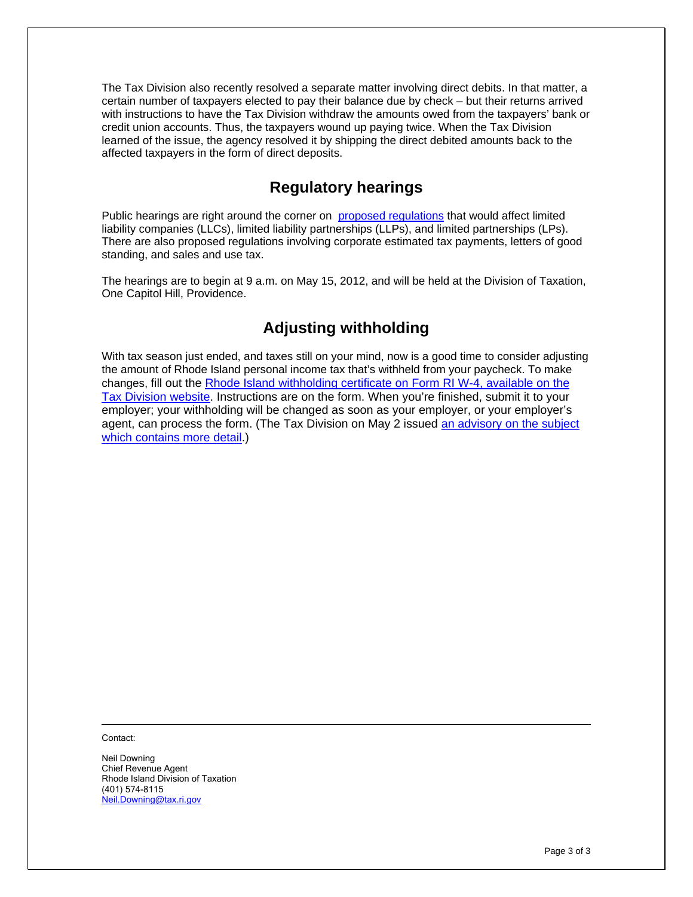The Tax Division also recently resolved a separate matter involving direct debits. In that matter, a certain number of taxpayers elected to pay their balance due by check – but their returns arrived with instructions to have the Tax Division withdraw the amounts owed from the taxpayers' bank or credit union accounts. Thus, the taxpayers wound up paying twice. When the Tax Division learned of the issue, the agency resolved it by shipping the direct debited amounts back to the affected taxpayers in the form of direct deposits.

## Regulatory hearings

Public hearings are right around the corner on proposed regulations that would affect limited liability companies (LLCs), limited liability partnerships (LLPs), and limited partnerships (LPs). There are also proposed regulations involving corporate estimated tax payments, letters of good standing, and sales and use tax.

The hearings are to begin at 9 a.m. on May 15, 2012, and will be held at the Division of Taxation, One Capitol Hill, Providence.

## Adjusting withholding

With tax season just ended, and taxes still on your mind, now is a good time to consider adjusting the amount of Rhode Island personal income tax that's withheld from your paycheck. To make changes, fill out the Rhode Island withholding certificate on Form RI W-4, available on the Tax Division website. Instructions are on the form. When you're finished, submit it to your employer; your withholding will be changed as soon as your employer, or your employer's agent, can process the form. (The Tax Division on May 2 issued an advisory on the subject which contains more detail.)

---

Contact:

Neil Downing
Chief Revenue Agent
Rhode Island Division of Taxation
(401) 574-8115
Neil.Downing@tax.ri.gov